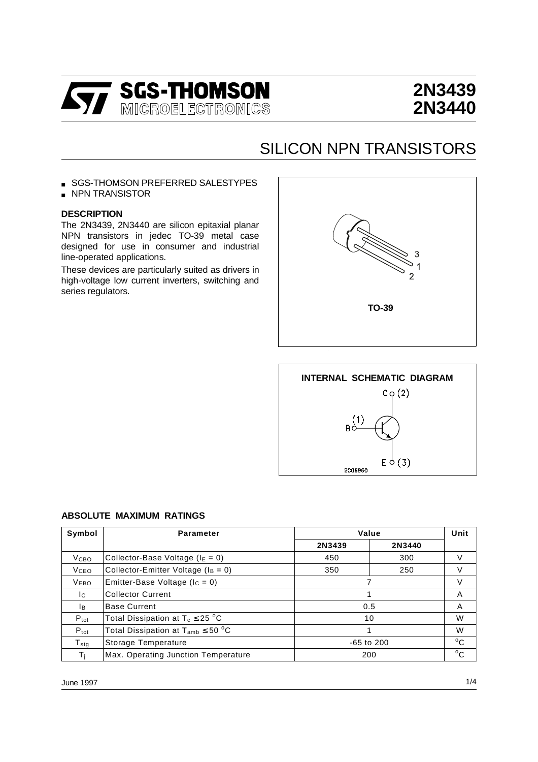# 2N3439
# 2N3440

## SILICON NPN TRANSISTORS

- SGS-THOMSON PREFERRED SALESTYPES
- NPN TRANSISTOR

### DESCRIPTION

The 2N3439, 2N3440 are silicon epitaxial planar NPN transistors in jedec TO-39 metal case designed for use in consumer and industrial line-operated applications.

These devices are particularly suited as drivers in high-voltage low current inverters, switching and series regulators.

TO-39

INTERNAL SCHEMATIC DIAGRAM

### ABSOLUTE MAXIMUM RATINGS

| Symbol | Parameter | Value | | Unit |
|---|---|---|---|---|
| | | 2N3439 | 2N3440 | |
| $V_{CBO}$ | Collector-Base Voltage ($I_E = 0$) | 450 | 300 | V |
| $V_{CEO}$ | Collector-Emitter Voltage ($I_B = 0$) | 350 | 250 | V |
| $V_{EBO}$ | Emitter-Base Voltage ($I_C = 0$) | 7 | | V |
| $I_C$ | Collector Current | 1 | | A |
| $I_B$ | Base Current | 0.5 | | A |
| $P_{tot}$ | Total Dissipation at $T_c \leq 25$ °C | 10 | | W |
| $P_{tot}$ | Total Dissipation at $T_{amb} \leq 50$ °C | 1 | | W |
| $T_{stg}$ | Storage Temperature | -65 to 200 | | °C |
| $T_j$ | Max. Operating Junction Temperature | 200 | | °C |

June 1997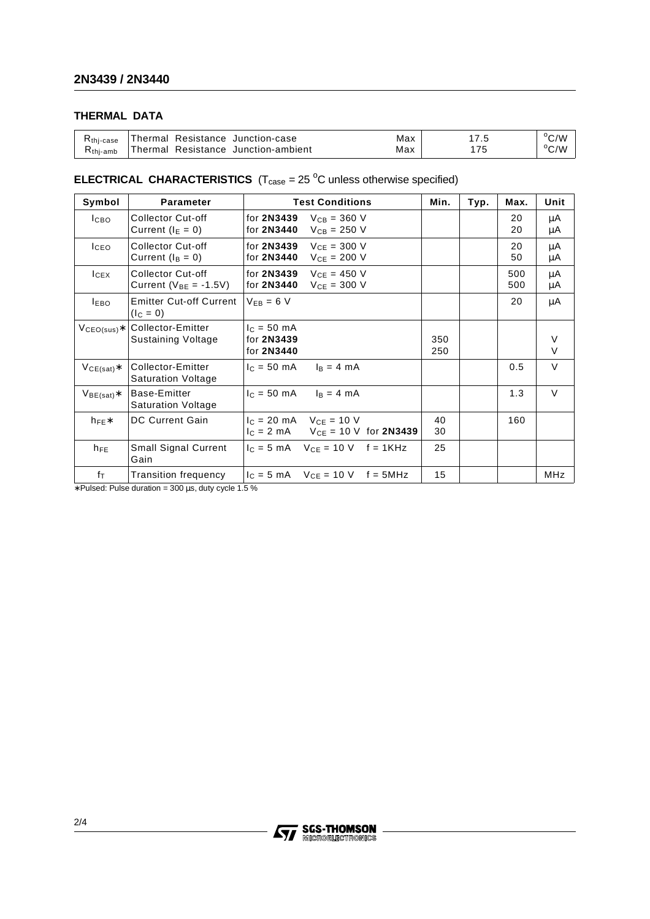## THERMAL DATA

| | | | | |
|---|---|---|---|---|
| $R_{thj-case}$ | Thermal Resistance Junction-case | Max | 17.5 | $^oC/W$ |
| $R_{thj-amb}$ | Thermal Resistance Junction-ambient | Max | 175 | $^oC/W$ |

## ELECTRICAL CHARACTERISTICS ($T_{case}$ = 25 $^oC$ unless otherwise specified)

| Symbol | Parameter | Test Conditions | Min. | Typ. | Max. | Unit |
|---|---|---|---|---|---|---|
| $I_{CBO}$ | Collector Cut-off Current ($I_E$ = 0) | for **2N3439** $V_{CB}$ = 360 V<br>for **2N3440** $V_{CB}$ = 250 V | | | 20<br>20 | μA<br>μA |
| $I_{CEO}$ | Collector Cut-off Current ($I_B$ = 0) | for **2N3439** $V_{CE}$ = 300 V<br>for **2N3440** $V_{CE}$ = 200 V | | | 20<br>50 | μA<br>μA |
| $I_{CEX}$ | Collector Cut-off Current ($V_{BE}$ = -1.5V) | for **2N3439** $V_{CE}$ = 450 V<br>for **2N3440** $V_{CE}$ = 300 V | | | 500<br>500 | μA<br>μA |
| $I_{EBO}$ | Emitter Cut-off Current ($I_C$ = 0) | $V_{EB}$ = 6 V | | | 20 | μA |
| $V_{CEO(sus)}$∗ | Collector-Emitter Sustaining Voltage | $I_C$ = 50 mA<br>for **2N3439**<br>for **2N3440** | <br>350<br>250 | | | <br>V<br>V |
| $V_{CE(sat)}$∗ | Collector-Emitter Saturation Voltage | $I_C$ = 50 mA $I_B$ = 4 mA | | | 0.5 | V |
| $V_{BE(sat)}$∗ | Base-Emitter Saturation Voltage | $I_C$ = 50 mA $I_B$ = 4 mA | | | 1.3 | V |
| $h_{FE}$∗ | DC Current Gain | $I_C$ = 20 mA $V_{CE}$ = 10 V<br>$I_C$ = 2 mA $V_{CE}$ = 10 V for **2N3439** | 40<br>30 | | 160 | |
| $h_{FE}$ | Small Signal Current Gain | $I_C$ = 5 mA $V_{CE}$ = 10 V f = 1KHz | 25 | | | |
| $f_T$ | Transition frequency | $I_C$ = 5 mA $V_{CE}$ = 10 V f = 5MHz | 15 | | | MHz |

∗Pulsed: Pulse duration = 300 μs, duty cycle 1.5 %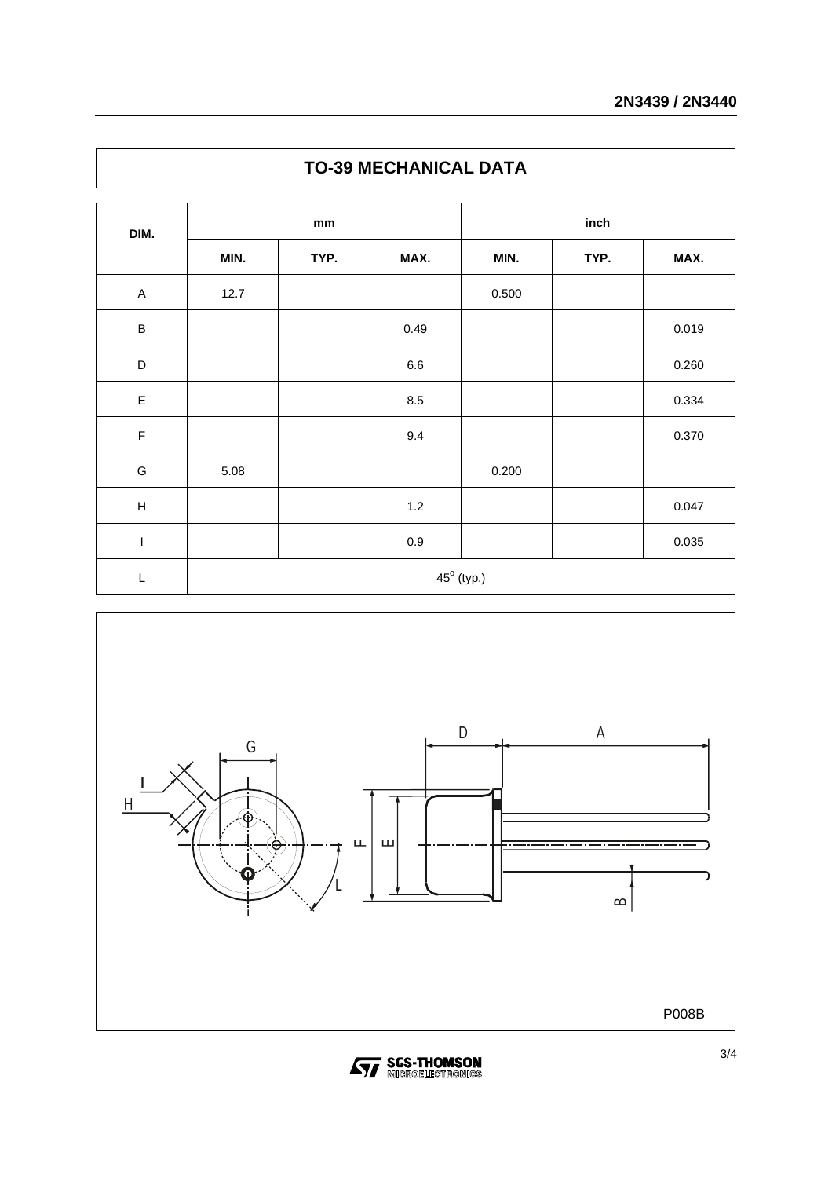## TO-39 MECHANICAL DATA

| DIM. | mm | | | inch | | |
|---|---|---|---|---|---|---|
| | MIN. | TYP. | MAX. | MIN. | TYP. | MAX. |
| A | 12.7 | | | 0.500 | | |
| B | | | 0.49 | | | 0.019 |
| D | | | 6.6 | | | 0.260 |
| E | | | 8.5 | | | 0.334 |
| F | | | 9.4 | | | 0.370 |
| G | 5.08 | | | 0.200 | | |
| H | | | 1.2 | | | 0.047 |
| I | | | 0.9 | | | 0.035 |
| L | $45^{o}$ (typ.) | | | | | |

P008B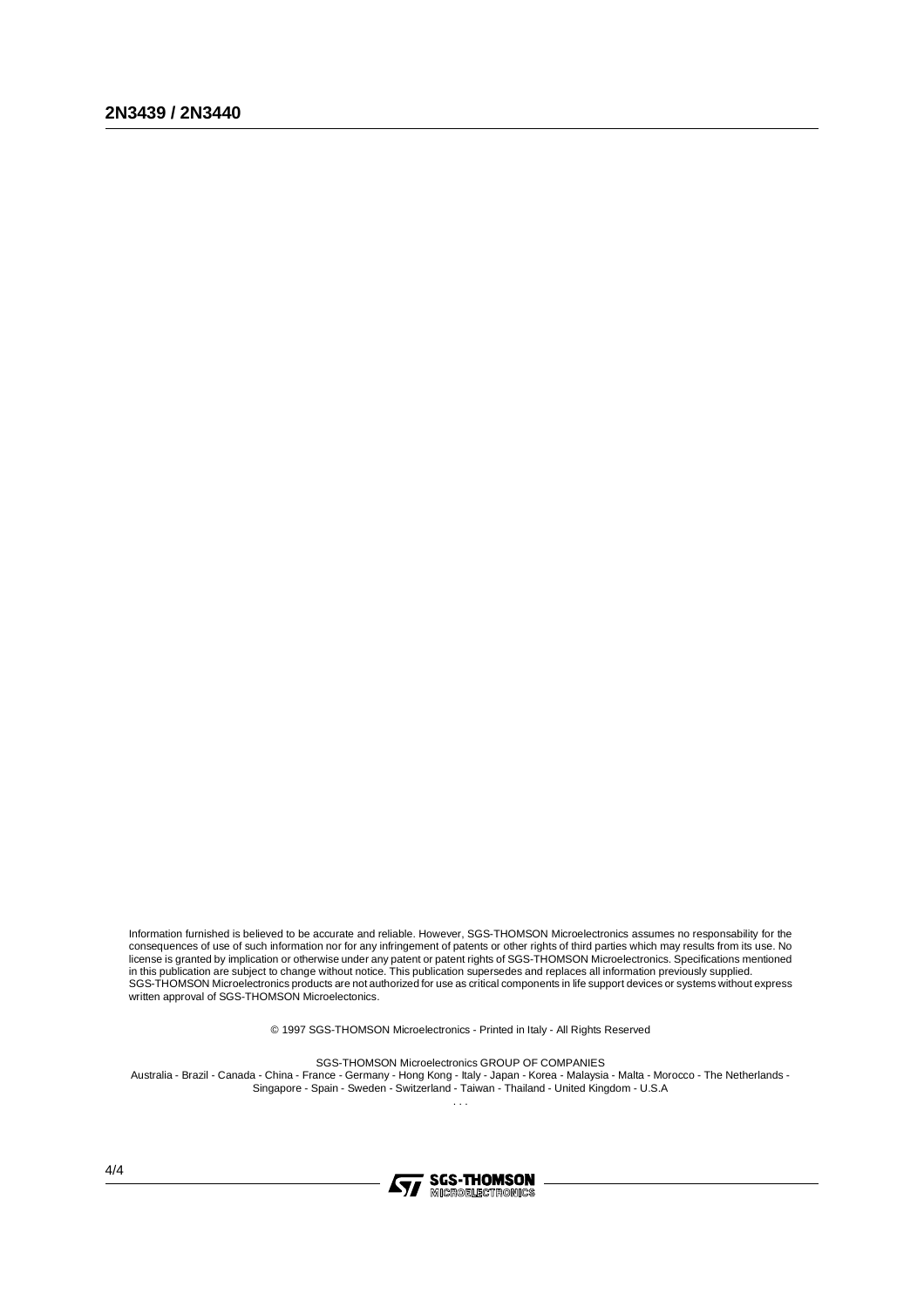Information furnished is believed to be accurate and reliable. However, SGS-THOMSON Microelectronics assumes no responsability for the consequences of use of such information nor for any infringement of patents or other rights of third parties which may results from its use. No license is granted by implication or otherwise under any patent or patent rights of SGS-THOMSON Microelectronics. Specifications mentioned in this publication are subject to change without notice. This publication supersedes and replaces all information previously supplied. SGS-THOMSON Microelectronics products are not authorized for use as critical components in life support devices or systems without express written approval of SGS-THOMSON Microelectonics.

© 1997 SGS-THOMSON Microelectronics - Printed in Italy - All Rights Reserved

SGS-THOMSON Microelectronics GROUP OF COMPANIES

Australia - Brazil - Canada - China - France - Germany - Hong Kong - Italy - Japan - Korea - Malaysia - Malta - Morocco - The Netherlands - Singapore - Spain - Sweden - Switzerland - Taiwan - Thailand - United Kingdom - U.S.A

. . .